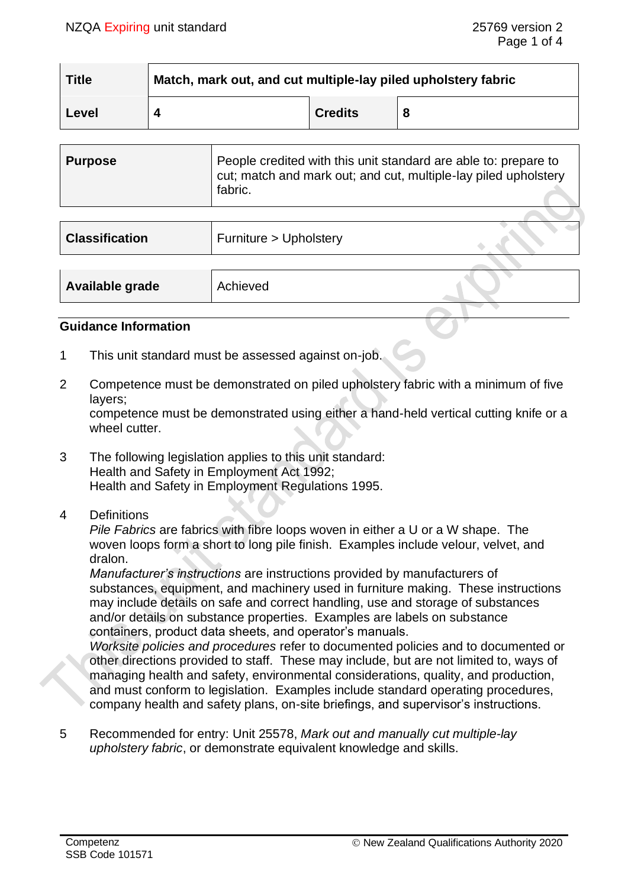| Title | Match, mark out, and cut multiple-lay piled upholstery fabric | | |
|---|---|---|---|
| Level | 4 | Credits | 8 |

| Purpose | People credited with this unit standard are able to: prepare to cut; match and mark out; and cut, multiple-lay piled upholstery fabric. |
|---|---|

| Classification | Furniture > Upholstery |
|---|---|

| Available grade | Achieved |
|---|---|

## Guidance Information

1 This unit standard must be assessed against on-job.

2 Competence must be demonstrated on piled upholstery fabric with a minimum of five layers;
competence must be demonstrated using either a hand-held vertical cutting knife or a wheel cutter.

3 The following legislation applies to this unit standard:
Health and Safety in Employment Act 1992;
Health and Safety in Employment Regulations 1995.

4 Definitions
*Pile Fabrics* are fabrics with fibre loops woven in either a U or a W shape. The woven loops form a short to long pile finish. Examples include velour, velvet, and dralon.
*Manufacturer's instructions* are instructions provided by manufacturers of substances, equipment, and machinery used in furniture making. These instructions may include details on safe and correct handling, use and storage of substances and/or details on substance properties. Examples are labels on substance containers, product data sheets, and operator's manuals.
*Worksite policies and procedures* refer to documented policies and to documented or other directions provided to staff. These may include, but are not limited to, ways of managing health and safety, environmental considerations, quality, and production, and must conform to legislation. Examples include standard operating procedures, company health and safety plans, on-site briefings, and supervisor's instructions.

5 Recommended for entry: Unit 25578, *Mark out and manually cut multiple-lay upholstery fabric*, or demonstrate equivalent knowledge and skills.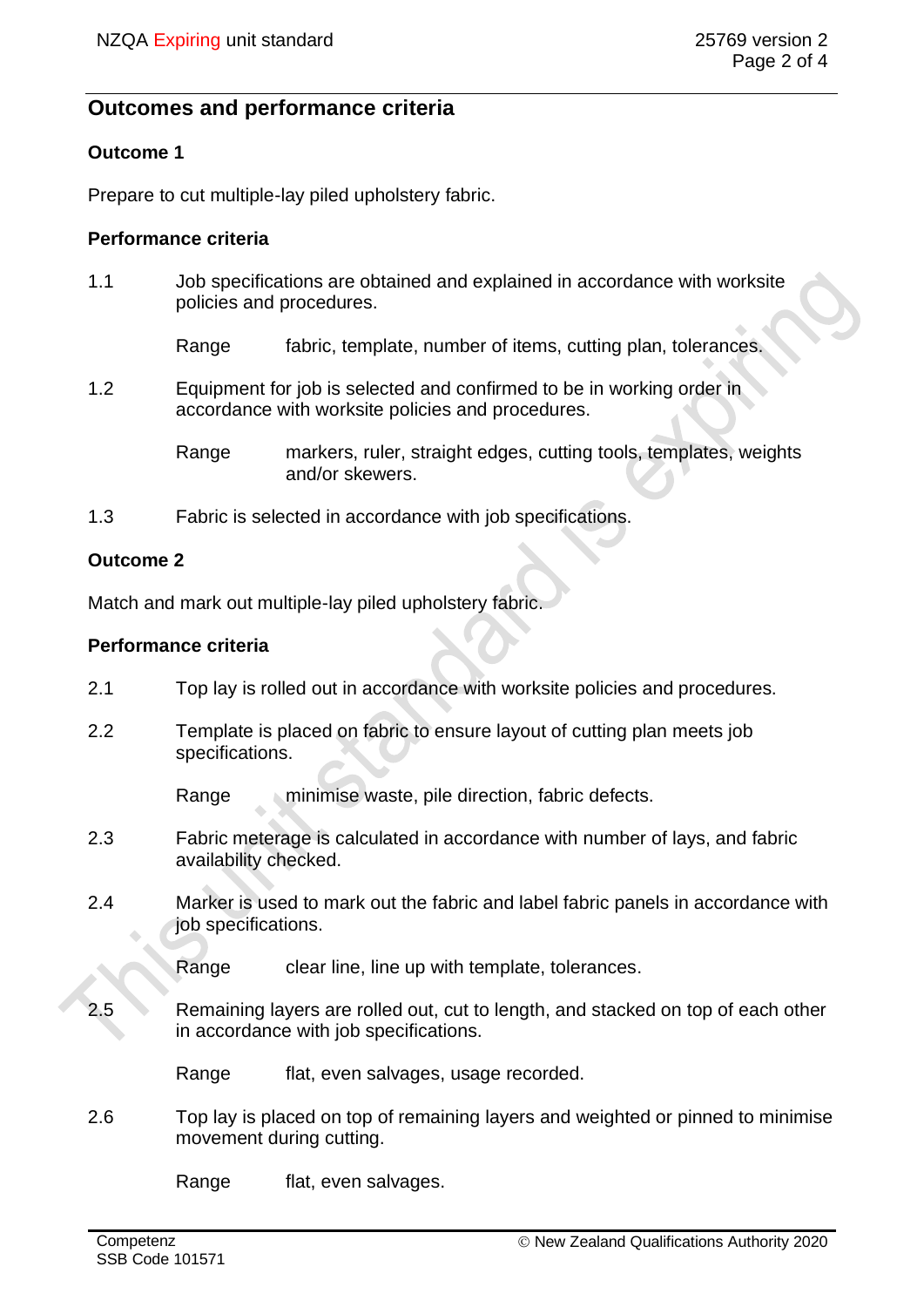## Outcomes and performance criteria

### Outcome 1

Prepare to cut multiple-lay piled upholstery fabric.

#### Performance criteria

1.1 Job specifications are obtained and explained in accordance with worksite policies and procedures.

Range fabric, template, number of items, cutting plan, tolerances.

1.2 Equipment for job is selected and confirmed to be in working order in accordance with worksite policies and procedures.

Range markers, ruler, straight edges, cutting tools, templates, weights and/or skewers.

1.3 Fabric is selected in accordance with job specifications.

### Outcome 2

Match and mark out multiple-lay piled upholstery fabric.

#### Performance criteria

2.1 Top lay is rolled out in accordance with worksite policies and procedures.

2.2 Template is placed on fabric to ensure layout of cutting plan meets job specifications.

Range minimise waste, pile direction, fabric defects.

2.3 Fabric meterage is calculated in accordance with number of lays, and fabric availability checked.

2.4 Marker is used to mark out the fabric and label fabric panels in accordance with job specifications.

Range clear line, line up with template, tolerances.

2.5 Remaining layers are rolled out, cut to length, and stacked on top of each other in accordance with job specifications.

Range flat, even salvages, usage recorded.

2.6 Top lay is placed on top of remaining layers and weighted or pinned to minimise movement during cutting.

Range flat, even salvages.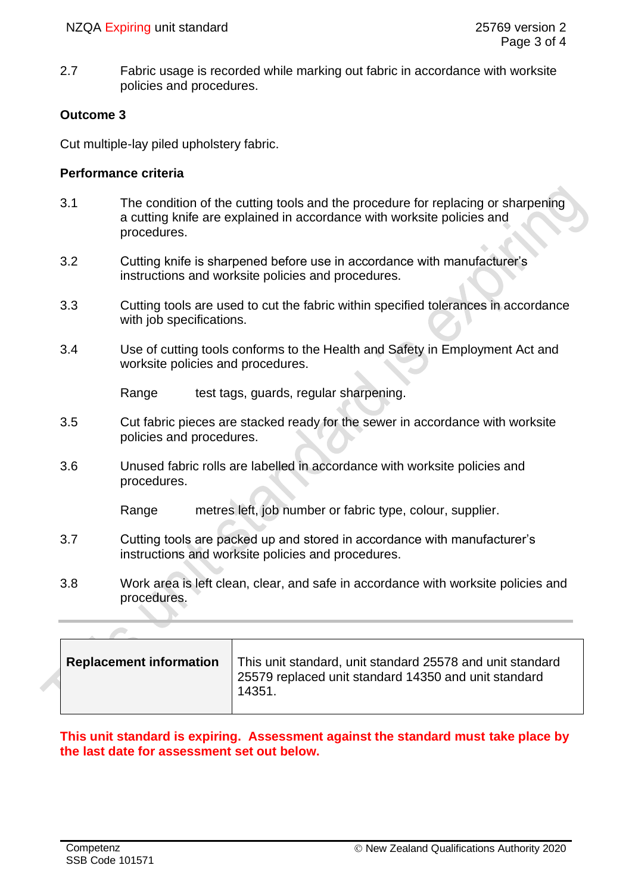2.7 Fabric usage is recorded while marking out fabric in accordance with worksite policies and procedures.

**Outcome 3**

Cut multiple-lay piled upholstery fabric.

**Performance criteria**

3.1 The condition of the cutting tools and the procedure for replacing or sharpening a cutting knife are explained in accordance with worksite policies and procedures.

3.2 Cutting knife is sharpened before use in accordance with manufacturer's instructions and worksite policies and procedures.

3.3 Cutting tools are used to cut the fabric within specified tolerances in accordance with job specifications.

3.4 Use of cutting tools conforms to the Health and Safety in Employment Act and worksite policies and procedures.

Range test tags, guards, regular sharpening.

3.5 Cut fabric pieces are stacked ready for the sewer in accordance with worksite policies and procedures.

3.6 Unused fabric rolls are labelled in accordance with worksite policies and procedures.

Range metres left, job number or fabric type, colour, supplier.

3.7 Cutting tools are packed up and stored in accordance with manufacturer's instructions and worksite policies and procedures.

3.8 Work area is left clean, clear, and safe in accordance with worksite policies and procedures.

| **Replacement information** | This unit standard, unit standard 25578 and unit standard 25579 replaced unit standard 14350 and unit standard 14351. |
|---|---|

**This unit standard is expiring. Assessment against the standard must take place by the last date for assessment set out below.**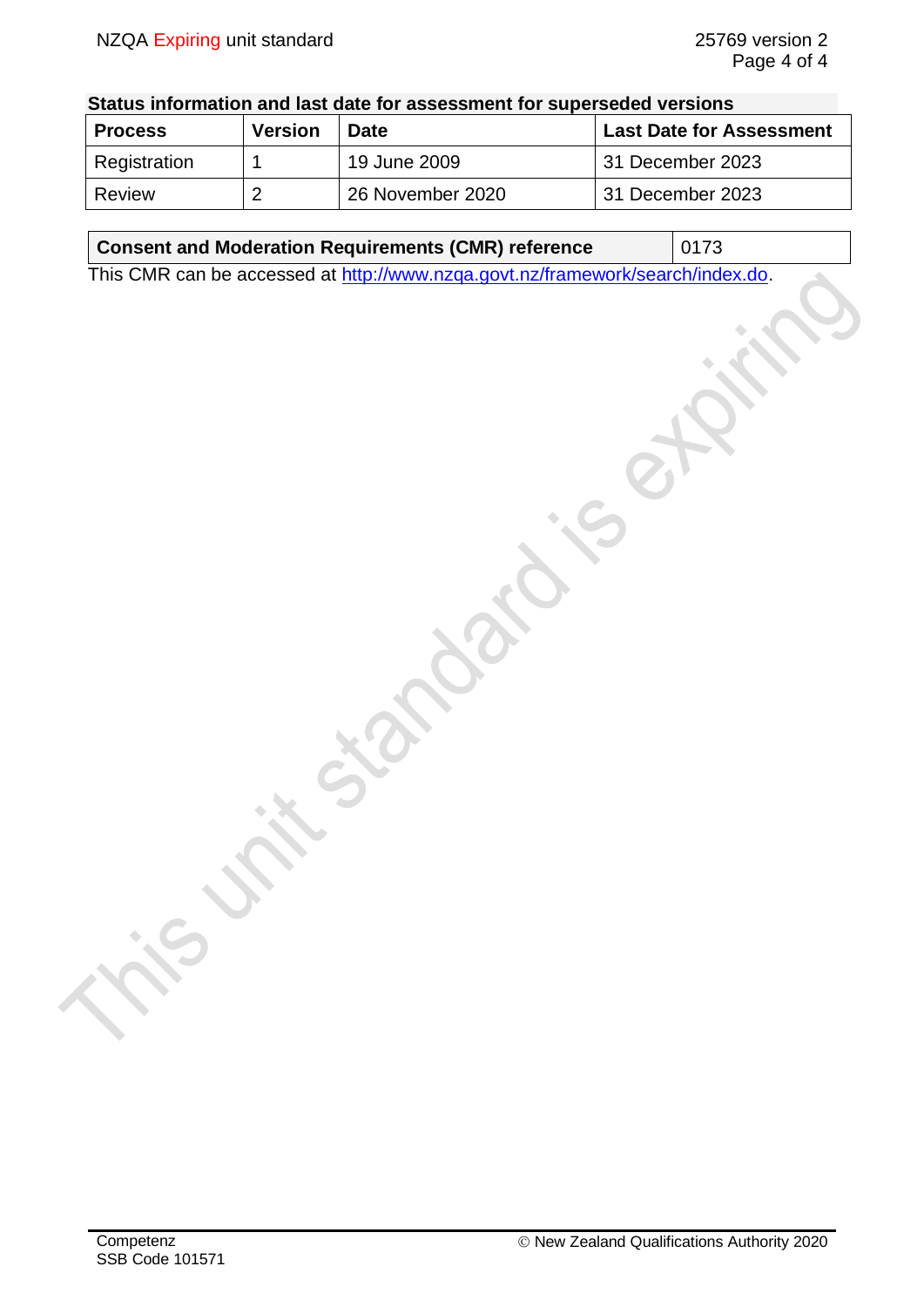**Status information and last date for assessment for superseded versions**

| Process | Version | Date | Last Date for Assessment |
|---|---|---|---|
| Registration | 1 | 19 June 2009 | 31 December 2023 |
| Review | 2 | 26 November 2020 | 31 December 2023 |

| **Consent and Moderation Requirements (CMR) reference** | 0173 |
|---|---|

This CMR can be accessed at http://www.nzqa.govt.nz/framework/search/index.do.